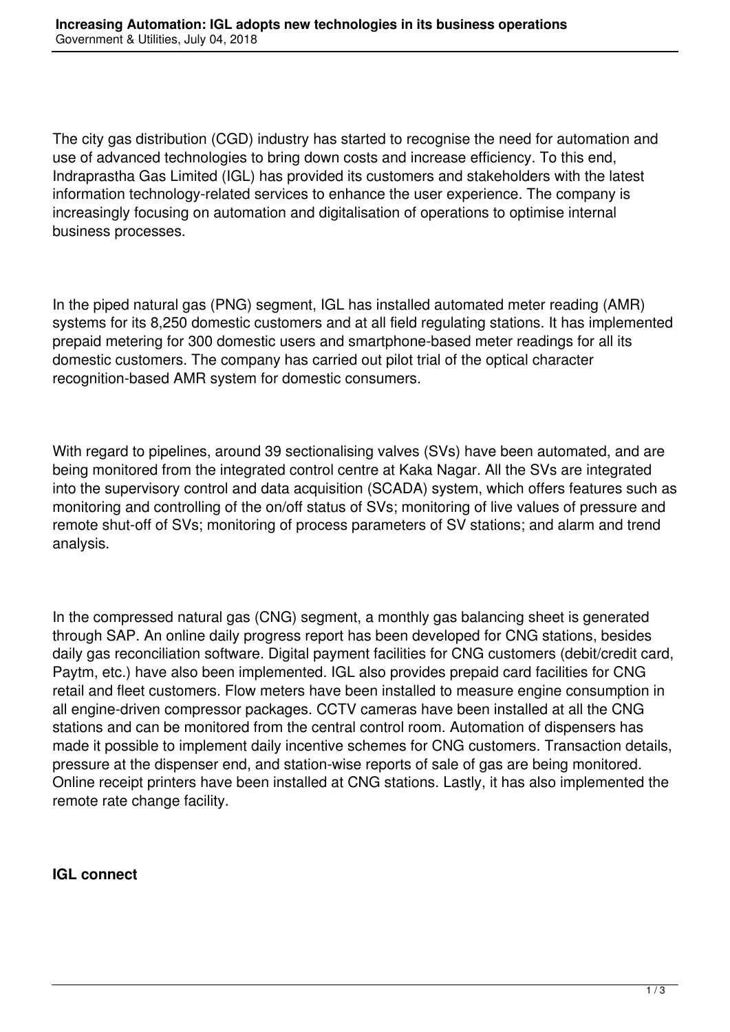The city gas distribution (CGD) industry has started to recognise the need for automation and use of advanced technologies to bring down costs and increase efficiency. To this end, Indraprastha Gas Limited (IGL) has provided its customers and stakeholders with the latest information technology-related services to enhance the user experience. The company is increasingly focusing on automation and digitalisation of operations to optimise internal business processes.

In the piped natural gas (PNG) segment, IGL has installed automated meter reading (AMR) systems for its 8,250 domestic customers and at all field regulating stations. It has implemented prepaid metering for 300 domestic users and smartphone-based meter readings for all its domestic customers. The company has carried out pilot trial of the optical character recognition-based AMR system for domestic consumers.

With regard to pipelines, around 39 sectionalising valves (SVs) have been automated, and are being monitored from the integrated control centre at Kaka Nagar. All the SVs are integrated into the supervisory control and data acquisition (SCADA) system, which offers features such as monitoring and controlling of the on/off status of SVs; monitoring of live values of pressure and remote shut-off of SVs; monitoring of process parameters of SV stations; and alarm and trend analysis.

In the compressed natural gas (CNG) segment, a monthly gas balancing sheet is generated through SAP. An online daily progress report has been developed for CNG stations, besides daily gas reconciliation software. Digital payment facilities for CNG customers (debit/credit card, Paytm, etc.) have also been implemented. IGL also provides prepaid card facilities for CNG retail and fleet customers. Flow meters have been installed to measure engine consumption in all engine-driven compressor packages. CCTV cameras have been installed at all the CNG stations and can be monitored from the central control room. Automation of dispensers has made it possible to implement daily incentive schemes for CNG customers. Transaction details, pressure at the dispenser end, and station-wise reports of sale of gas are being monitored. Online receipt printers have been installed at CNG stations. Lastly, it has also implemented the remote rate change facility.

**IGL connect**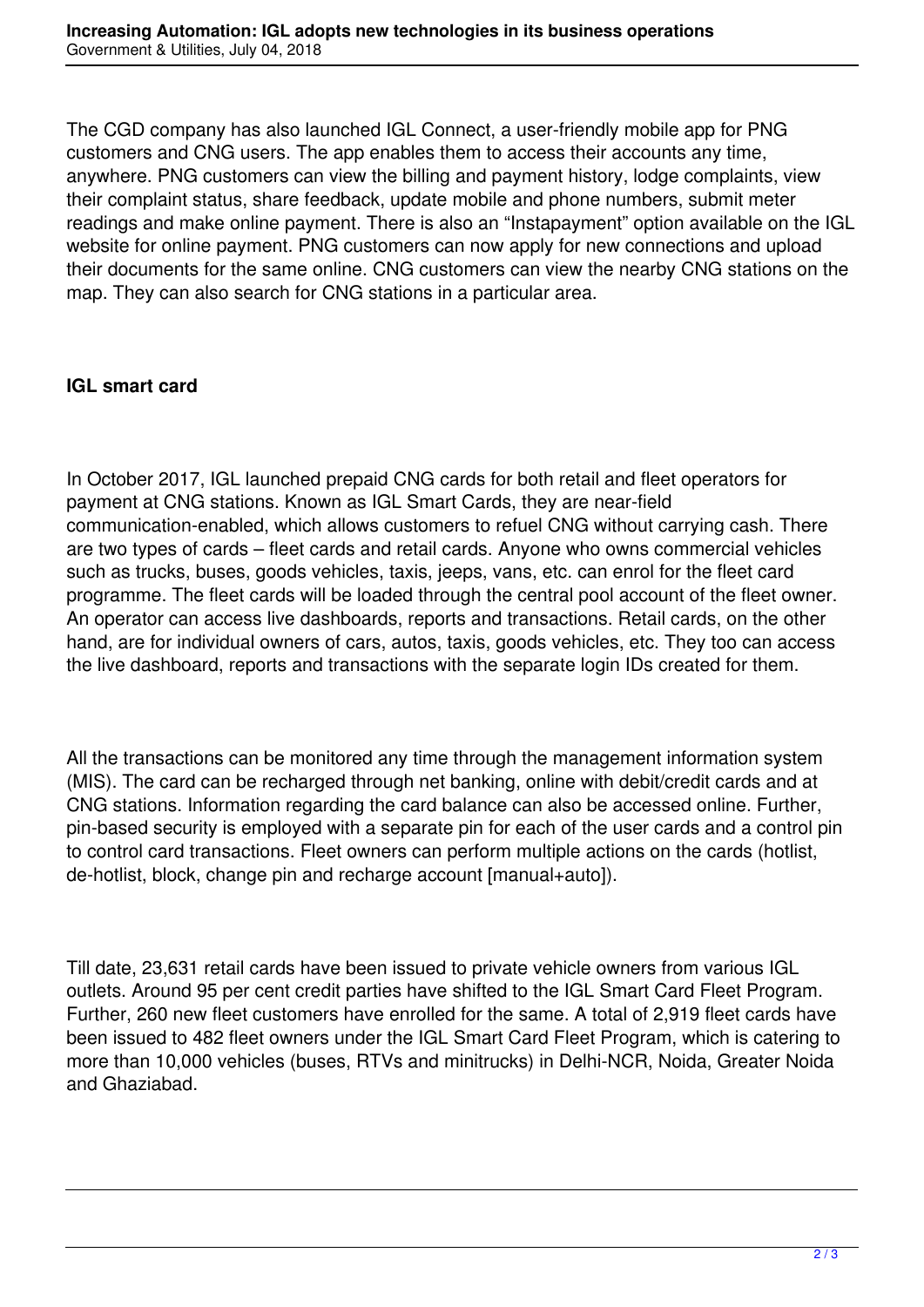The CGD company has also launched IGL Connect, a user-friendly mobile app for PNG customers and CNG users. The app enables them to access their accounts any time, anywhere. PNG customers can view the billing and payment history, lodge complaints, view their complaint status, share feedback, update mobile and phone numbers, submit meter readings and make online payment. There is also an "Instapayment" option available on the IGL website for online payment. PNG customers can now apply for new connections and upload their documents for the same online. CNG customers can view the nearby CNG stations on the map. They can also search for CNG stations in a particular area.

**IGL smart card**

In October 2017, IGL launched prepaid CNG cards for both retail and fleet operators for payment at CNG stations. Known as IGL Smart Cards, they are near-field communication-enabled, which allows customers to refuel CNG without carrying cash. There are two types of cards – fleet cards and retail cards. Anyone who owns commercial vehicles such as trucks, buses, goods vehicles, taxis, jeeps, vans, etc. can enrol for the fleet card programme. The fleet cards will be loaded through the central pool account of the fleet owner. An operator can access live dashboards, reports and transactions. Retail cards, on the other hand, are for individual owners of cars, autos, taxis, goods vehicles, etc. They too can access the live dashboard, reports and transactions with the separate login IDs created for them.

All the transactions can be monitored any time through the management information system (MIS). The card can be recharged through net banking, online with debit/credit cards and at CNG stations. Information regarding the card balance can also be accessed online. Further, pin-based security is employed with a separate pin for each of the user cards and a control pin to control card transactions. Fleet owners can perform multiple actions on the cards (hotlist, de-hotlist, block, change pin and recharge account [manual+auto]).

Till date, 23,631 retail cards have been issued to private vehicle owners from various IGL outlets. Around 95 per cent credit parties have shifted to the IGL Smart Card Fleet Program. Further, 260 new fleet customers have enrolled for the same. A total of 2,919 fleet cards have been issued to 482 fleet owners under the IGL Smart Card Fleet Program, which is catering to more than 10,000 vehicles (buses, RTVs and minitrucks) in Delhi-NCR, Noida, Greater Noida and Ghaziabad.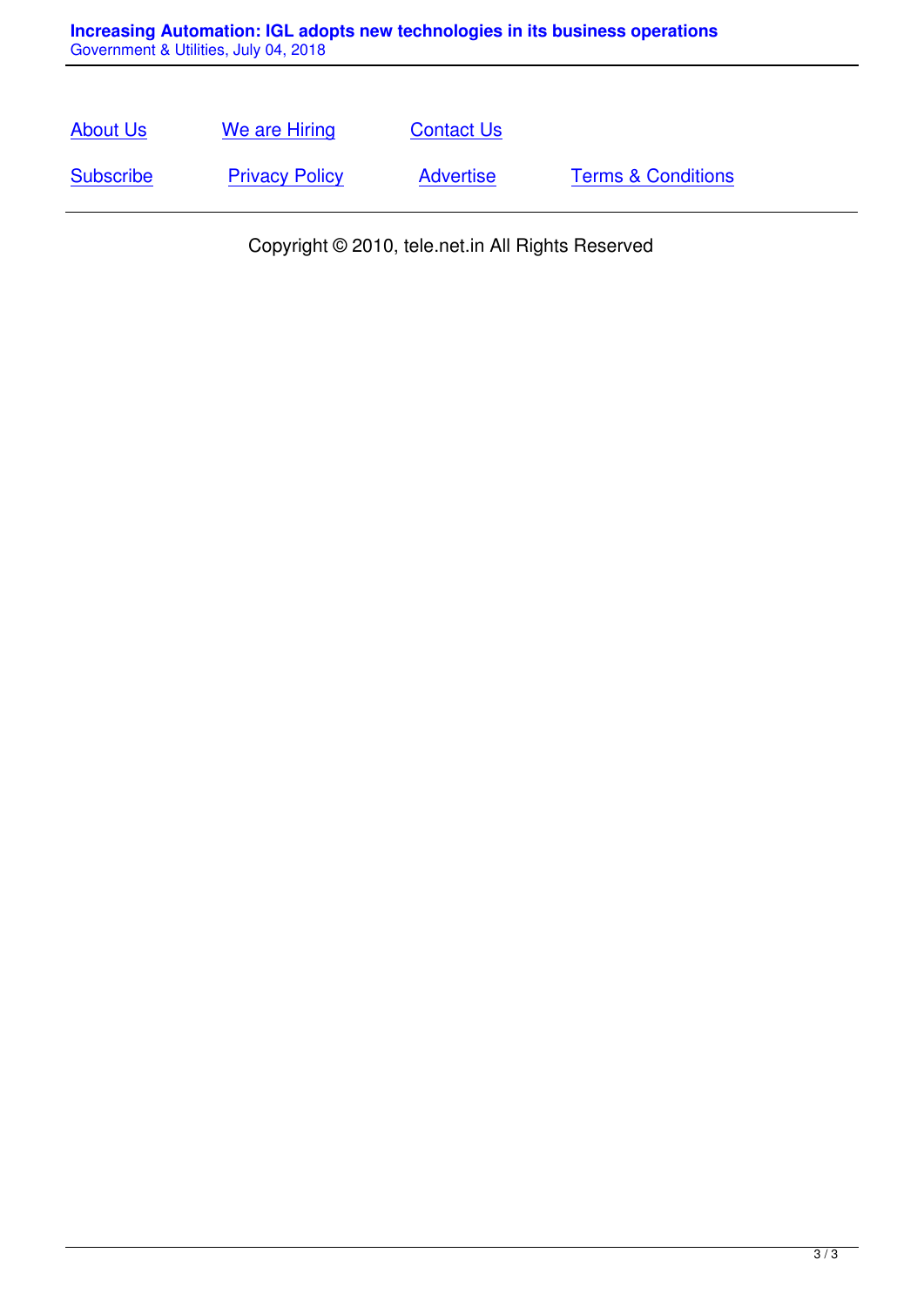About Us    We are Hiring    Contact Us

Subscribe    Privacy Policy    Advertise    Terms & Conditions

---

Copyright © 2010, tele.net.in All Rights Reserved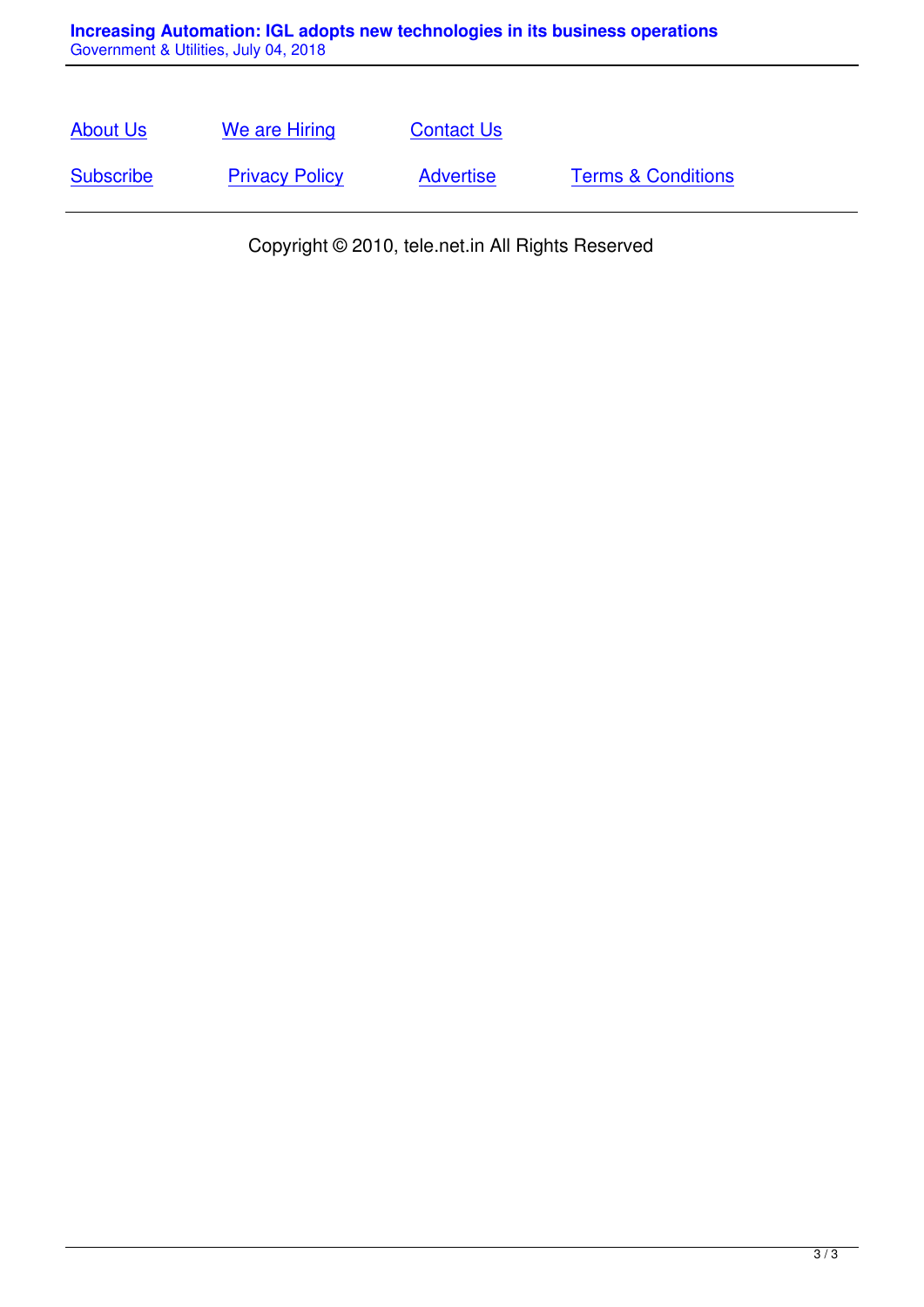About Us We are Hiring Contact Us

Subscribe Privacy Policy Advertise Terms & Conditions

---

Copyright © 2010, tele.net.in All Rights Reserved